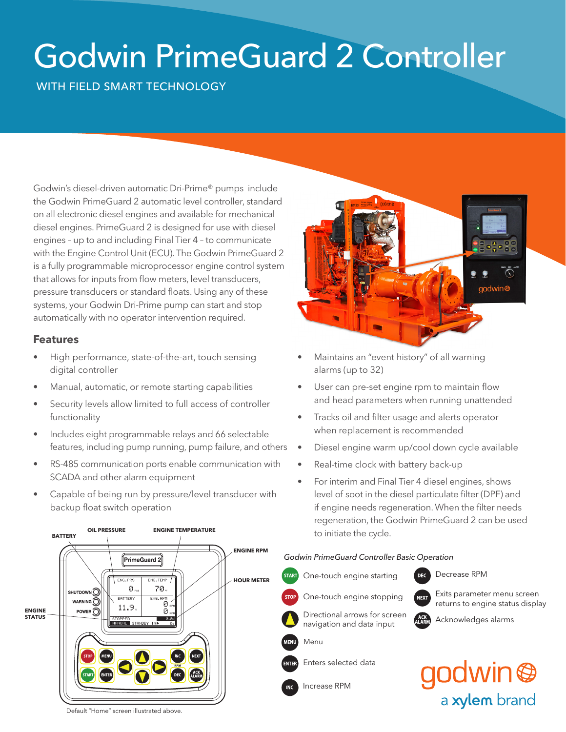# Godwin PrimeGuard 2 Controller

WITH FIELD SMART TECHNOLOGY

Godwin's diesel-driven automatic Dri-Prime® pumps include the Godwin PrimeGuard 2 automatic level controller, standard on all electronic diesel engines and available for mechanical diesel engines. PrimeGuard 2 is designed for use with diesel engines – up to and including Final Tier 4 – to communicate with the Engine Control Unit (ECU). The Godwin PrimeGuard 2 is a fully programmable microprocessor engine control system that allows for inputs from flow meters, level transducers, pressure transducers or standard floats. Using any of these systems, your Godwin Dri-Prime pump can start and stop automatically with no operator intervention required.

## Features

- High performance, state-of-the-art, touch sensing digital controller
- Manual, automatic, or remote starting capabilities
- Security levels allow limited to full access of controller functionality
- Includes eight programmable relays and 66 selectable features, including pump running, pump failure, and others
- RS-485 communication ports enable communication with SCADA and other alarm equipment
- Capable of being run by pressure/level transducer with backup float switch operation
- Maintains an "event history" of all warning alarms (up to 32)
- User can pre-set engine rpm to maintain flow and head parameters when running unattended
- Tracks oil and filter usage and alerts operator when replacement is recommended
- Diesel engine warm up/cool down cycle available
- Real-time clock with battery back-up
- For interim and Final Tier 4 diesel engines, shows level of soot in the diesel particulate filter (DPF) and if engine needs regeneration. When the filter needs regeneration, the Godwin PrimeGuard 2 can be used to initiate the cycle.

BATTERY, OIL PRESSURE, ENGINE TEMPERATURE, ENGINE RPM, HOUR METER, ENGINE STATUS

Default "Home" screen illustrated above.

*Godwin PrimeGuard Controller Basic Operation*

- START – One-touch engine starting
- STOP – One-touch engine stopping
- Directional arrows for screen navigation and data input
- MENU – Menu
- ENTER – Enters selected data
- INC – Increase RPM
- DEC – Decrease RPM
- NEXT – Exits parameter menu screen returns to engine status display
- ACK ALARM – Acknowledges alarms

godwin
a xylem brand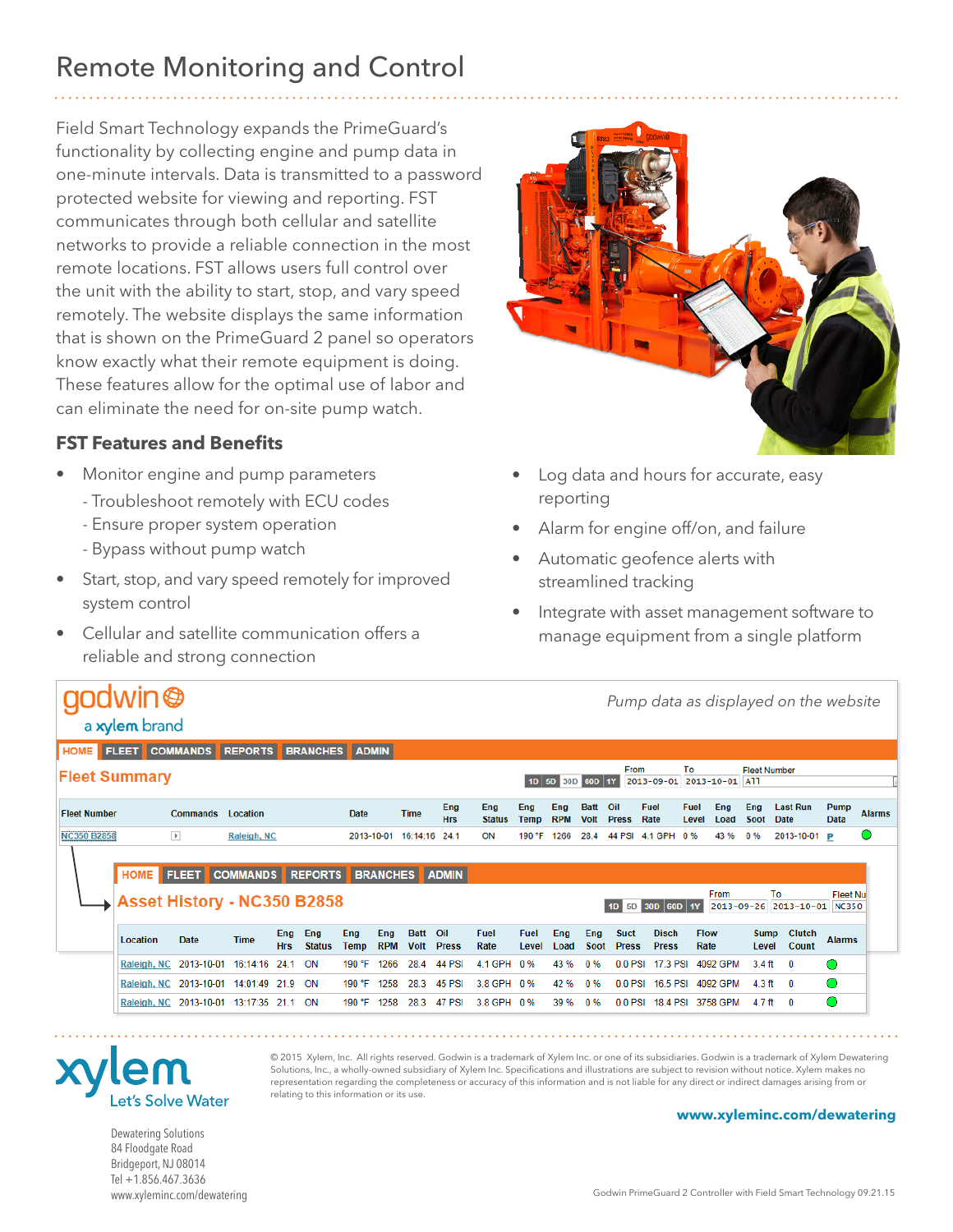# Remote Monitoring and Control

Field Smart Technology expands the PrimeGuard's functionality by collecting engine and pump data in one-minute intervals. Data is transmitted to a password protected website for viewing and reporting. FST communicates through both cellular and satellite networks to provide a reliable connection in the most remote locations. FST allows users full control over the unit with the ability to start, stop, and vary speed remotely. The website displays the same information that is shown on the PrimeGuard 2 panel so operators know exactly what their remote equipment is doing. These features allow for the optimal use of labor and can eliminate the need for on-site pump watch.

### FST Features and Benefits

- Monitor engine and pump parameters
  - Troubleshoot remotely with ECU codes
  - Ensure proper system operation
  - Bypass without pump watch
- Start, stop, and vary speed remotely for improved system control
- Cellular and satellite communication offers a reliable and strong connection
- Log data and hours for accurate, easy reporting
- Alarm for engine off/on, and failure
- Automatic geofence alerts with streamlined tracking
- Integrate with asset management software to manage equipment from a single platform

godwin
a xylem brand

*Pump data as displayed on the website*

HOME | FLEET | COMMANDS | REPORTS | BRANCHES | ADMIN

**Fleet Summary**

1D 5D 30D 60D 1Y — From 2013-09-01 To 2013-10-01 — Fleet Number All

| Fleet Number | Commands | Location | Date | Time | Eng Hrs | Eng Status | Eng Temp | Eng RPM | Batt Volt | Oil Press | Fuel Rate | Fuel Level | Eng Load | Eng Soot | Last Run Date | Pump Data | Alarms |
|---|---|---|---|---|---|---|---|---|---|---|---|---|---|---|---|---|---|
| NC350 B2858 | | Raleigh, NC | 2013-10-01 | 16:14:16 | 24.1 | ON | 190 °F | 1266 | 28.4 | 44 PSI | 4.1 GPH | 0 % | 43 % | 0 % | 2013-10-01 | P | |

HOME | FLEET | COMMANDS | REPORTS | BRANCHES | ADMIN

**Asset History - NC350 B2858**

1D 5D 30D 60D 1Y — From 2013-09-26 To 2013-10-01 — Fleet Nu NC350

| Location | Date | Time | Eng Hrs | Eng Status | Eng Temp | Eng RPM | Batt Volt | Oil Press | Fuel Rate | Fuel Level | Eng Load | Eng Soot | Suct Press | Disch Press | Flow Rate | Sump Level | Clutch Count | Alarms |
|---|---|---|---|---|---|---|---|---|---|---|---|---|---|---|---|---|---|---|
| Raleigh, NC | 2013-10-01 | 16:14:16 | 24.1 | ON | 190 °F | 1266 | 28.4 | 44 PSI | 4.1 GPH | 0 % | 43 % | 0 % | 0.0 PSI | 17.3 PSI | 4092 GPM | 3.4 ft | 0 | |
| Raleigh, NC | 2013-10-01 | 14:01:49 | 21.9 | ON | 190 °F | 1258 | 28.3 | 45 PSI | 3.8 GPH | 0 % | 42 % | 0 % | 0.0 PSI | 16.5 PSI | 4092 GPM | 4.3 ft | 0 | |
| Raleigh, NC | 2013-10-01 | 13:17:35 | 21.1 | ON | 190 °F | 1258 | 28.3 | 47 PSI | 3.8 GPH | 0 % | 39 % | 0 % | 0.0 PSI | 18.4 PSI | 3758 GPM | 4.7 ft | 0 | |

xylem
Let's Solve Water

Dewatering Solutions
84 Floodgate Road
Bridgeport, NJ 08014
Tel +1.856.467.3636
www.xyleminc.com/dewatering

© 2015 Xylem, Inc. All rights reserved. Godwin is a trademark of Xylem Inc. or one of its subsidiaries. Godwin is a trademark of Xylem Dewatering Solutions, Inc., a wholly-owned subsidiary of Xylem Inc. Specifications and illustrations are subject to revision without notice. Xylem makes no representation regarding the completeness or accuracy of this information and is not liable for any direct or indirect damages arising from or relating to this information or its use.

**www.xyleminc.com/dewatering**

Godwin PrimeGuard 2 Controller with Field Smart Technology 09.21.15